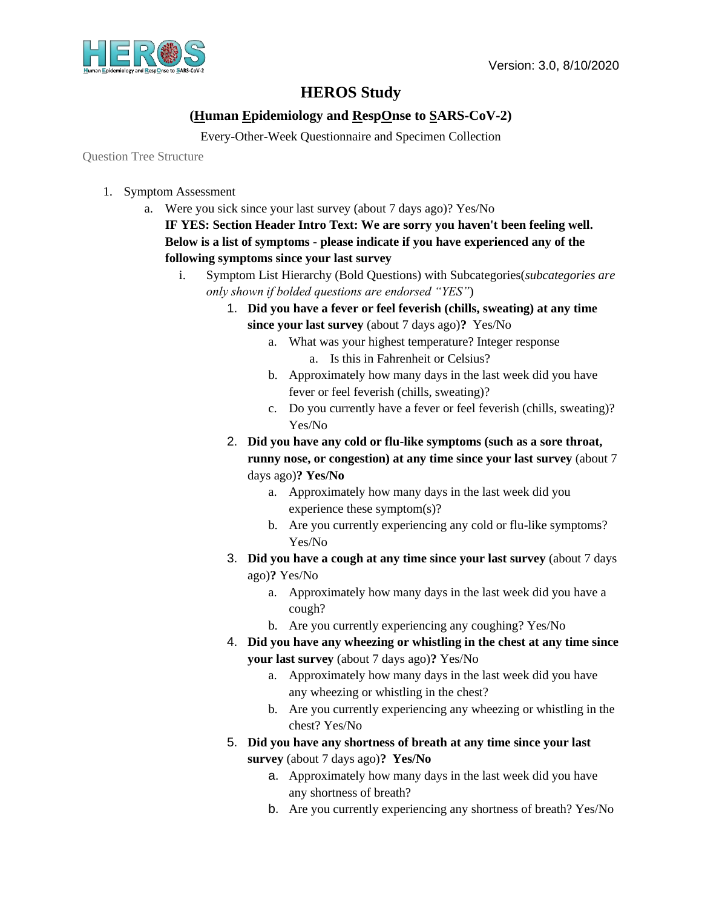Version: 3.0, 8/10/2020

# HEROS Study

## (Human Epidemiology and RespOnse to SARS-CoV-2)

Every-Other-Week Questionnaire and Specimen Collection

Question Tree Structure

1. Symptom Assessment
   a. Were you sick since your last survey (about 7 days ago)? Yes/No
      **IF YES: Section Header Intro Text: We are sorry you haven't been feeling well. Below is a list of symptoms - please indicate if you have experienced any of the following symptoms since your last survey**
      i. Symptom List Hierarchy (Bold Questions) with Subcategories(*subcategories are only shown if bolded questions are endorsed "YES"*)
         1. **Did you have a fever or feel feverish (chills, sweating) at any time since your last survey** (about 7 days ago)**?** Yes/No
            a. What was your highest temperature? Integer response
               a. Is this in Fahrenheit or Celsius?
            b. Approximately how many days in the last week did you have fever or feel feverish (chills, sweating)?
            c. Do you currently have a fever or feel feverish (chills, sweating)? Yes/No
         2. **Did you have any cold or flu-like symptoms (such as a sore throat, runny nose, or congestion) at any time since your last survey** (about 7 days ago)**? Yes/No**
            a. Approximately how many days in the last week did you experience these symptom(s)?
            b. Are you currently experiencing any cold or flu-like symptoms? Yes/No
         3. **Did you have a cough at any time since your last survey** (about 7 days ago)**?** Yes/No
            a. Approximately how many days in the last week did you have a cough?
            b. Are you currently experiencing any coughing? Yes/No
         4. **Did you have any wheezing or whistling in the chest at any time since your last survey** (about 7 days ago)**?** Yes/No
            a. Approximately how many days in the last week did you have any wheezing or whistling in the chest?
            b. Are you currently experiencing any wheezing or whistling in the chest? Yes/No
         5. **Did you have any shortness of breath at any time since your last survey** (about 7 days ago)**? Yes/No**
            a. Approximately how many days in the last week did you have any shortness of breath?
            b. Are you currently experiencing any shortness of breath? Yes/No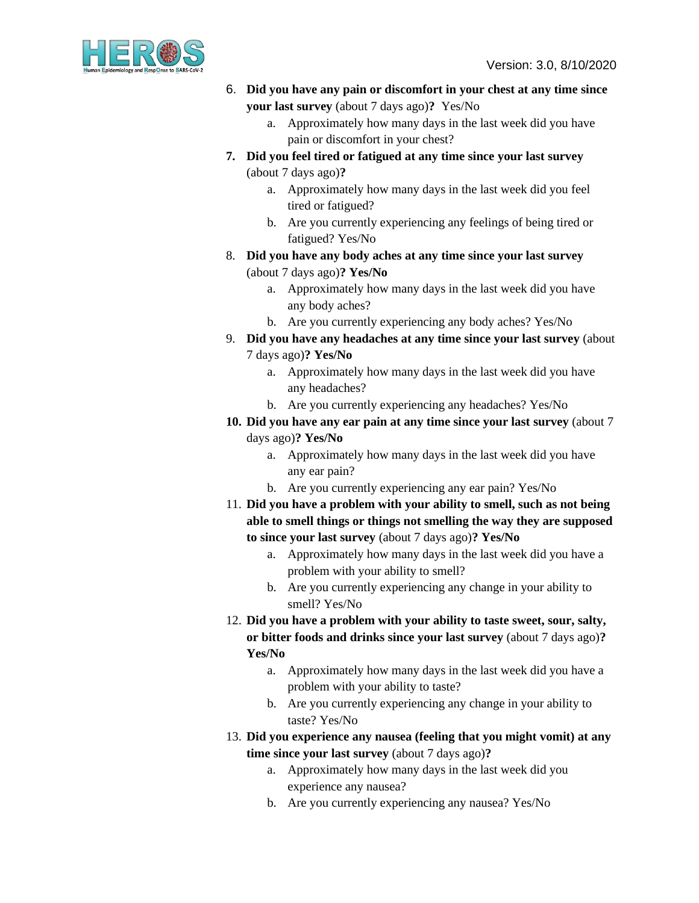6. **Did you have any pain or discomfort in your chest at any time since your last survey** (about 7 days ago)**?** Yes/No
   a. Approximately how many days in the last week did you have pain or discomfort in your chest?
7. **Did you feel tired or fatigued at any time since your last survey** (about 7 days ago)**?**
   a. Approximately how many days in the last week did you feel tired or fatigued?
   b. Are you currently experiencing any feelings of being tired or fatigued? Yes/No
8. **Did you have any body aches at any time since your last survey** (about 7 days ago)**? Yes/No**
   a. Approximately how many days in the last week did you have any body aches?
   b. Are you currently experiencing any body aches? Yes/No
9. **Did you have any headaches at any time since your last survey** (about 7 days ago)**? Yes/No**
   a. Approximately how many days in the last week did you have any headaches?
   b. Are you currently experiencing any headaches? Yes/No
10. **Did you have any ear pain at any time since your last survey** (about 7 days ago)**? Yes/No**
    a. Approximately how many days in the last week did you have any ear pain?
    b. Are you currently experiencing any ear pain? Yes/No
11. **Did you have a problem with your ability to smell, such as not being able to smell things or things not smelling the way they are supposed to since your last survey** (about 7 days ago)**? Yes/No**
    a. Approximately how many days in the last week did you have a problem with your ability to smell?
    b. Are you currently experiencing any change in your ability to smell? Yes/No
12. **Did you have a problem with your ability to taste sweet, sour, salty, or bitter foods and drinks since your last survey** (about 7 days ago)**? Yes/No**
    a. Approximately how many days in the last week did you have a problem with your ability to taste?
    b. Are you currently experiencing any change in your ability to taste? Yes/No
13. **Did you experience any nausea (feeling that you might vomit) at any time since your last survey** (about 7 days ago)**?**
    a. Approximately how many days in the last week did you experience any nausea?
    b. Are you currently experiencing any nausea? Yes/No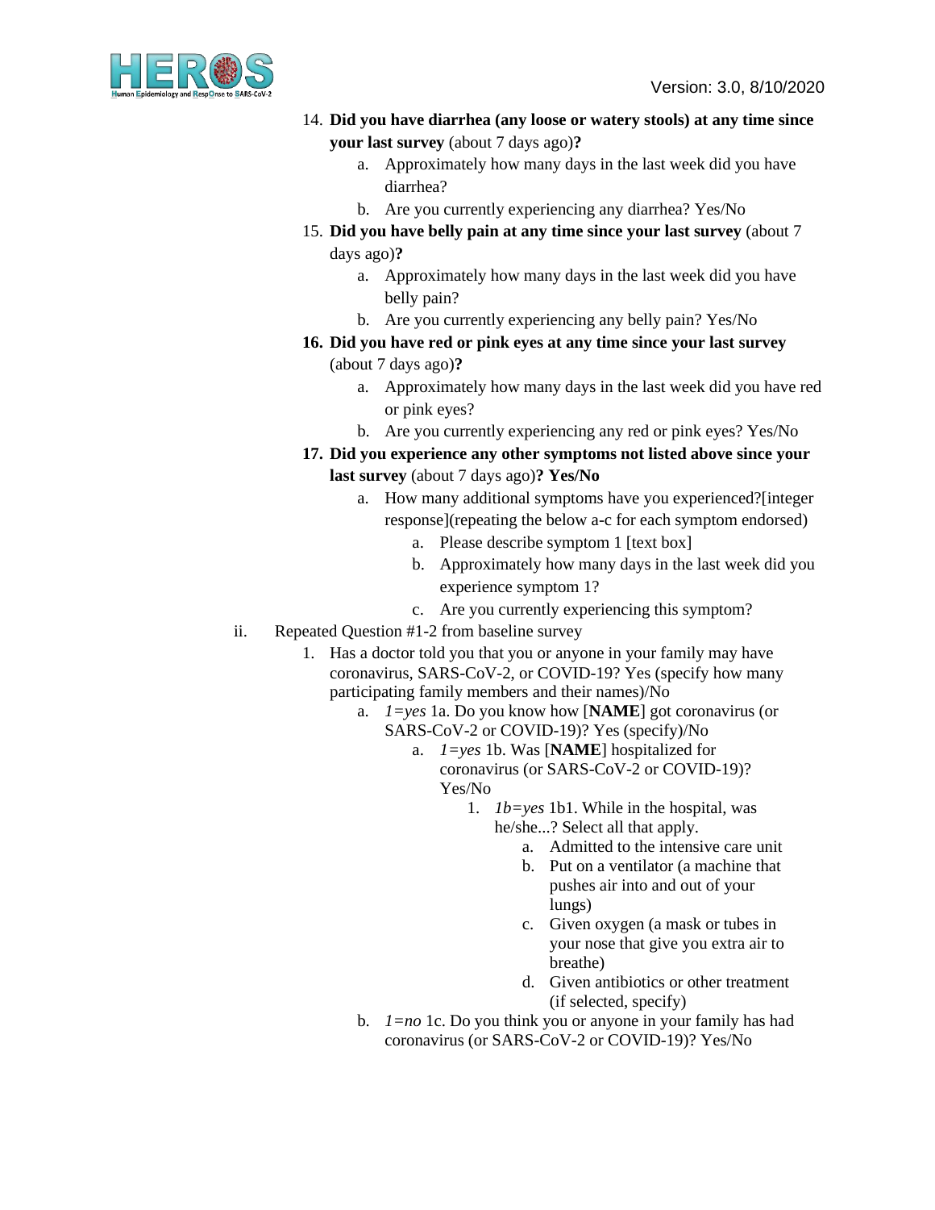14. **Did you have diarrhea (any loose or watery stools) at any time since your last survey** (about 7 days ago)**?**
    a. Approximately how many days in the last week did you have diarrhea?
    b. Are you currently experiencing any diarrhea? Yes/No
15. **Did you have belly pain at any time since your last survey** (about 7 days ago)**?**
    a. Approximately how many days in the last week did you have belly pain?
    b. Are you currently experiencing any belly pain? Yes/No
16. **Did you have red or pink eyes at any time since your last survey** (about 7 days ago)**?**
    a. Approximately how many days in the last week did you have red or pink eyes?
    b. Are you currently experiencing any red or pink eyes? Yes/No
17. **Did you experience any other symptoms not listed above since your last survey** (about 7 days ago)**? Yes/No**
    a. How many additional symptoms have you experienced?[integer response](repeating the below a-c for each symptom endorsed)
        a. Please describe symptom 1 [text box]
        b. Approximately how many days in the last week did you experience symptom 1?
        c. Are you currently experiencing this symptom?

ii. Repeated Question #1-2 from baseline survey

1. Has a doctor told you that you or anyone in your family may have coronavirus, SARS-CoV-2, or COVID-19? Yes (specify how many participating family members and their names)/No
    a. *1=yes* 1a. Do you know how [**NAME**] got coronavirus (or SARS-CoV-2 or COVID-19)? Yes (specify)/No
        a. *1=yes* 1b. Was [**NAME**] hospitalized for coronavirus (or SARS-CoV-2 or COVID-19)? Yes/No
            1. *1b=yes* 1b1. While in the hospital, was he/she...? Select all that apply.
                a. Admitted to the intensive care unit
                b. Put on a ventilator (a machine that pushes air into and out of your lungs)
                c. Given oxygen (a mask or tubes in your nose that give you extra air to breathe)
                d. Given antibiotics or other treatment (if selected, specify)
    b. *1=no* 1c. Do you think you or anyone in your family has had coronavirus (or SARS-CoV-2 or COVID-19)? Yes/No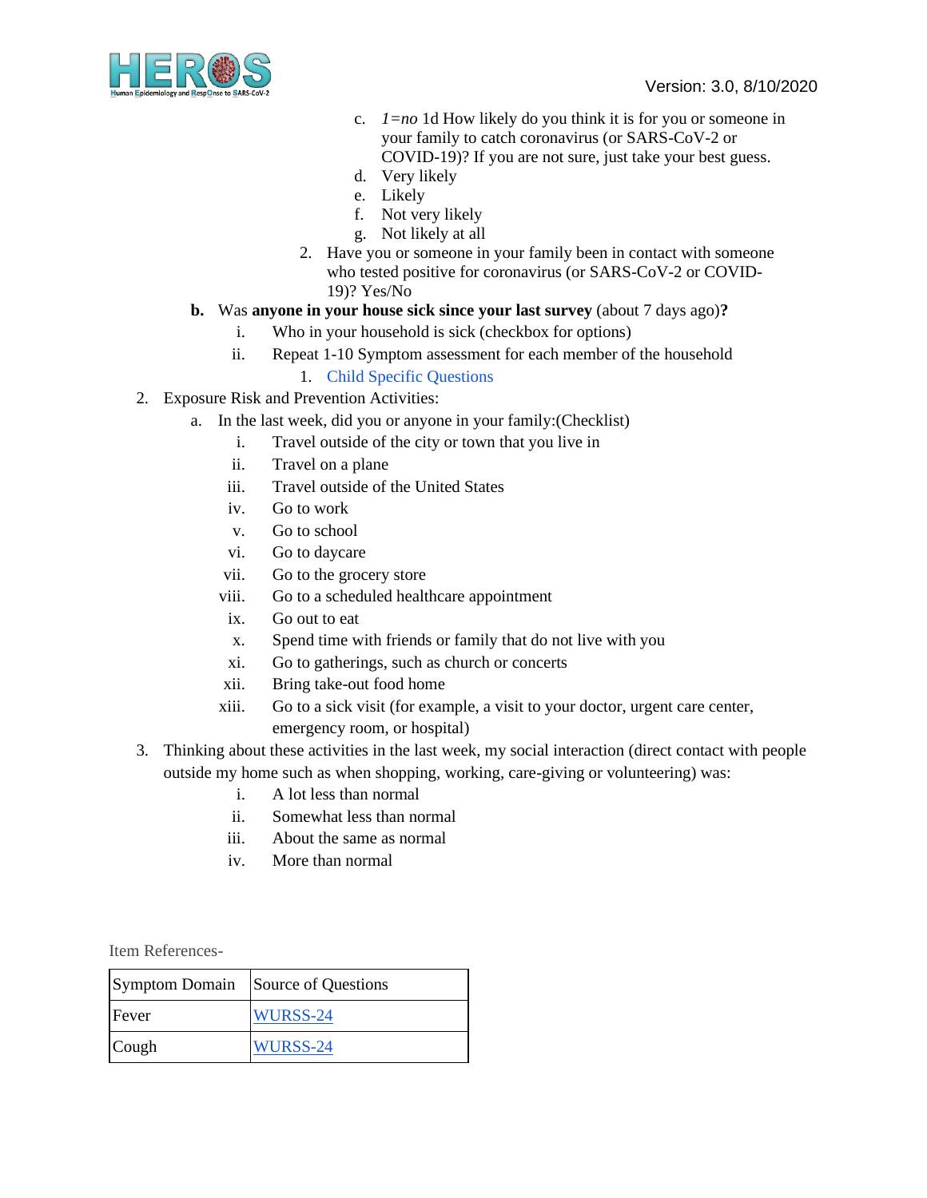c. *1=no* 1d How likely do you think it is for you or someone in your family to catch coronavirus (or SARS-CoV-2 or COVID-19)? If you are not sure, just take your best guess.

d. Very likely

e. Likely

f. Not very likely

g. Not likely at all

2. Have you or someone in your family been in contact with someone who tested positive for coronavirus (or SARS-CoV-2 or COVID-19)? Yes/No

**b.** Was **anyone in your house sick since your last survey** (about 7 days ago)**?**

- i. Who in your household is sick (checkbox for options)
- ii. Repeat 1-10 Symptom assessment for each member of the household
  1. Child Specific Questions

2. Exposure Risk and Prevention Activities:

   a. In the last week, did you or anyone in your family:(Checklist)

   - i. Travel outside of the city or town that you live in
   - ii. Travel on a plane
   - iii. Travel outside of the United States
   - iv. Go to work
   - v. Go to school
   - vi. Go to daycare
   - vii. Go to the grocery store
   - viii. Go to a scheduled healthcare appointment
   - ix. Go out to eat
   - x. Spend time with friends or family that do not live with you
   - xi. Go to gatherings, such as church or concerts
   - xii. Bring take-out food home
   - xiii. Go to a sick visit (for example, a visit to your doctor, urgent care center, emergency room, or hospital)

3. Thinking about these activities in the last week, my social interaction (direct contact with people outside my home such as when shopping, working, care-giving or volunteering) was:

   - i. A lot less than normal
   - ii. Somewhat less than normal
   - iii. About the same as normal
   - iv. More than normal

Item References-

| Symptom Domain | Source of Questions |
|---|---|
| Fever | WURSS-24 |
| Cough | WURSS-24 |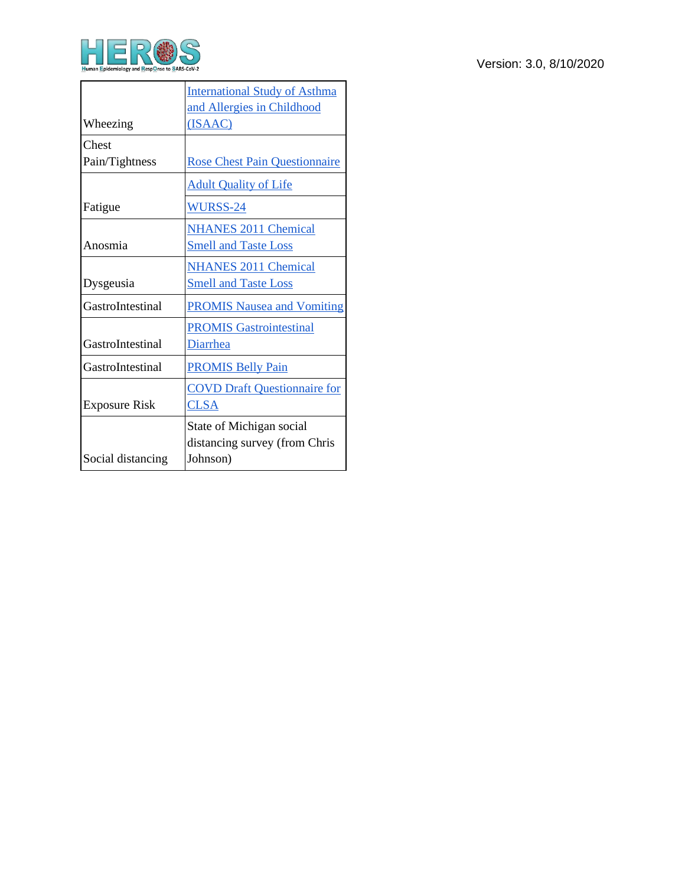| | |
|---|---|
| Wheezing | International Study of Asthma and Allergies in Childhood (ISAAC) |
| Chest Pain/Tightness | Rose Chest Pain Questionnaire |
| Fatigue | Adult Quality of Life |
| | WURSS-24 |
| Anosmia | NHANES 2011 Chemical Smell and Taste Loss |
| Dysgeusia | NHANES 2011 Chemical Smell and Taste Loss |
| GastroIntestinal | PROMIS Nausea and Vomiting |
| GastroIntestinal | PROMIS Gastrointestinal Diarrhea |
| GastroIntestinal | PROMIS Belly Pain |
| Exposure Risk | COVD Draft Questionnaire for CLSA |
| Social distancing | State of Michigan social distancing survey (from Chris Johnson) |